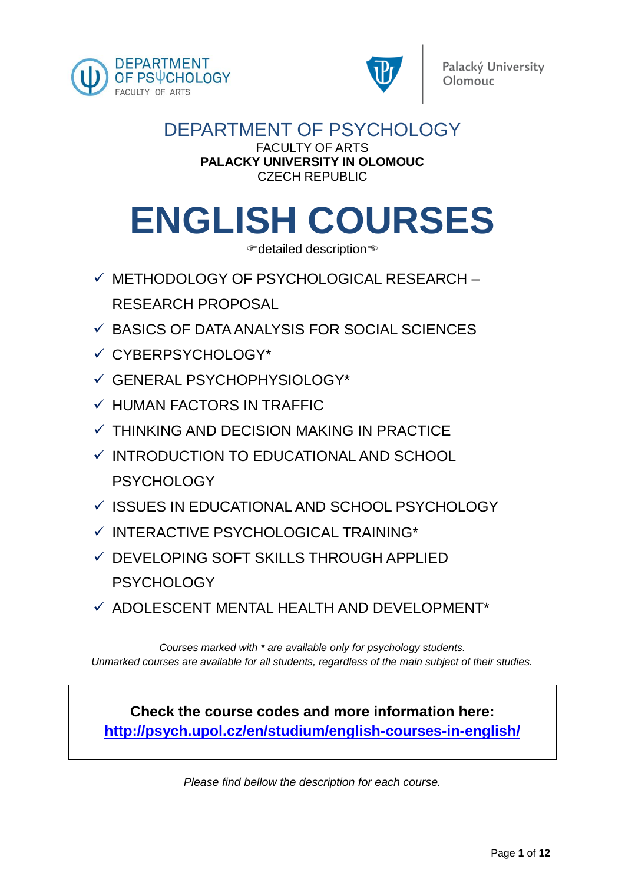DEPARTMENT OF PSYCHOLOGY
FACULTY OF ARTS

Palacký University Olomouc

# DEPARTMENT OF PSYCHOLOGY

FACULTY OF ARTS
**PALACKY UNIVERSITY IN OLOMOUC**
CZECH REPUBLIC

# ENGLISH COURSES

☞detailed description☜

- ✓ METHODOLOGY OF PSYCHOLOGICAL RESEARCH – RESEARCH PROPOSAL
- ✓ BASICS OF DATA ANALYSIS FOR SOCIAL SCIENCES
- ✓ CYBERPSYCHOLOGY*
- ✓ GENERAL PSYCHOPHYSIOLOGY*
- ✓ HUMAN FACTORS IN TRAFFIC
- ✓ THINKING AND DECISION MAKING IN PRACTICE
- ✓ INTRODUCTION TO EDUCATIONAL AND SCHOOL PSYCHOLOGY
- ✓ ISSUES IN EDUCATIONAL AND SCHOOL PSYCHOLOGY
- ✓ INTERACTIVE PSYCHOLOGICAL TRAINING*
- ✓ DEVELOPING SOFT SKILLS THROUGH APPLIED PSYCHOLOGY
- ✓ ADOLESCENT MENTAL HEALTH AND DEVELOPMENT*

*Courses marked with * are available only for psychology students.*
*Unmarked courses are available for all students, regardless of the main subject of their studies.*

**Check the course codes and more information here:**
**[http://psych.upol.cz/en/studium/english-courses-in-english/](http://psych.upol.cz/en/studium/english-courses-in-english/)**

*Please find bellow the description for each course.*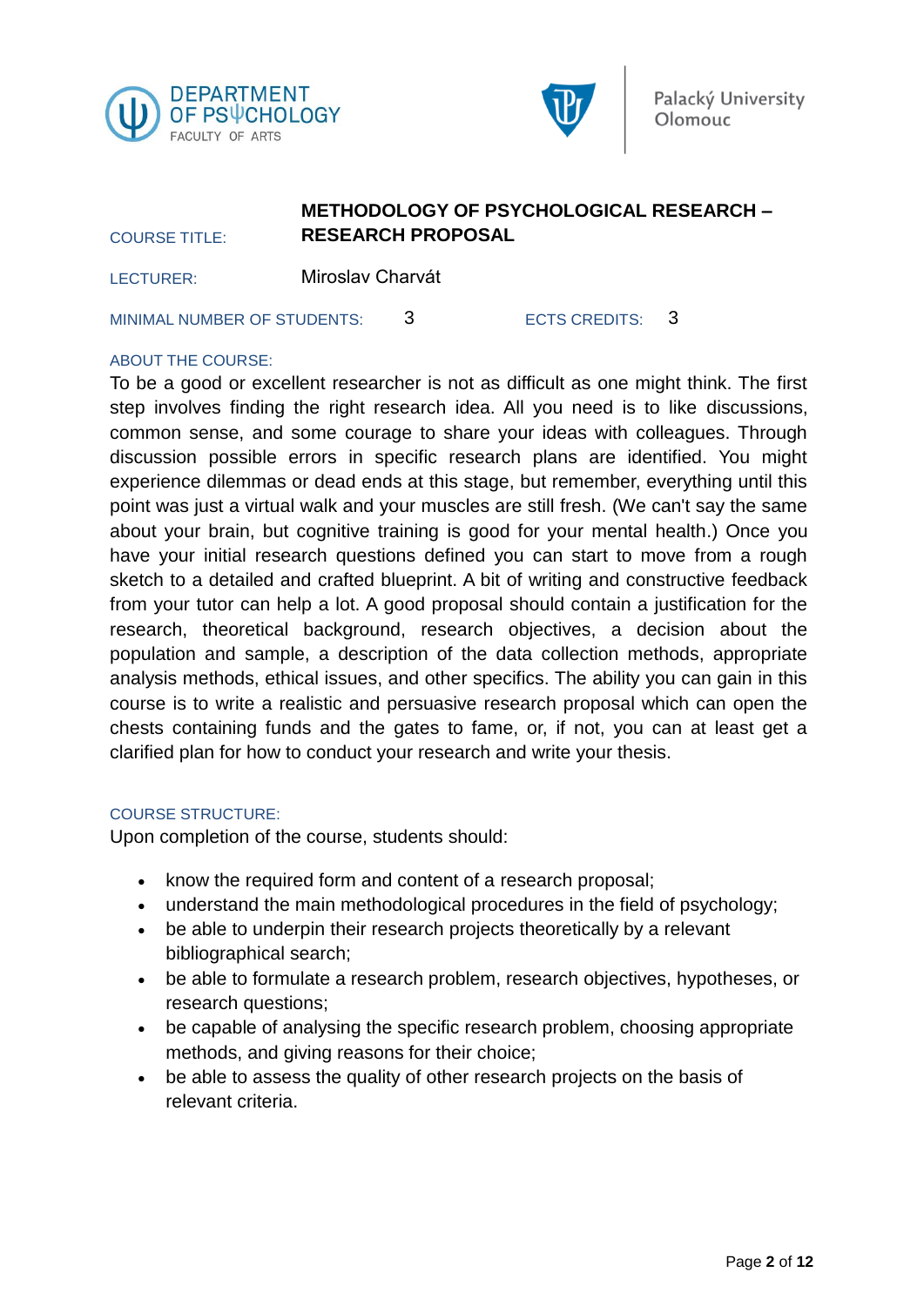**COURSE TITLE:** **METHODOLOGY OF PSYCHOLOGICAL RESEARCH – RESEARCH PROPOSAL**

**LECTURER:** Miroslav Charvát

**MINIMAL NUMBER OF STUDENTS:** 3 **ECTS CREDITS:** 3

**ABOUT THE COURSE:**

To be a good or excellent researcher is not as difficult as one might think. The first step involves finding the right research idea. All you need is to like discussions, common sense, and some courage to share your ideas with colleagues. Through discussion possible errors in specific research plans are identified. You might experience dilemmas or dead ends at this stage, but remember, everything until this point was just a virtual walk and your muscles are still fresh. (We can't say the same about your brain, but cognitive training is good for your mental health.) Once you have your initial research questions defined you can start to move from a rough sketch to a detailed and crafted blueprint. A bit of writing and constructive feedback from your tutor can help a lot. A good proposal should contain a justification for the research, theoretical background, research objectives, a decision about the population and sample, a description of the data collection methods, appropriate analysis methods, ethical issues, and other specifics. The ability you can gain in this course is to write a realistic and persuasive research proposal which can open the chests containing funds and the gates to fame, or, if not, you can at least get a clarified plan for how to conduct your research and write your thesis.

**COURSE STRUCTURE:**

Upon completion of the course, students should:

- know the required form and content of a research proposal;
- understand the main methodological procedures in the field of psychology;
- be able to underpin their research projects theoretically by a relevant bibliographical search;
- be able to formulate a research problem, research objectives, hypotheses, or research questions;
- be capable of analysing the specific research problem, choosing appropriate methods, and giving reasons for their choice;
- be able to assess the quality of other research projects on the basis of relevant criteria.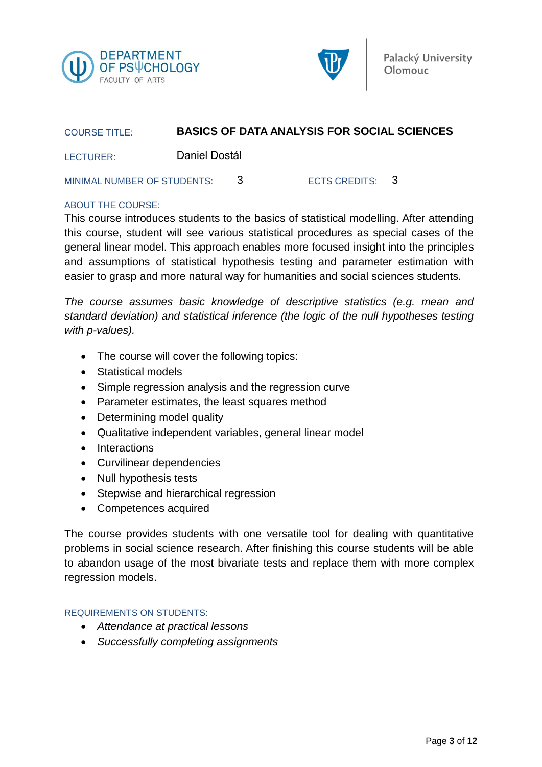Department of Psychology, Faculty of Arts — Palacký University Olomouc

COURSE TITLE: **BASICS OF DATA ANALYSIS FOR SOCIAL SCIENCES**

LECTURER: Daniel Dostál

MINIMAL NUMBER OF STUDENTS: 3  ECTS CREDITS: 3

ABOUT THE COURSE:

This course introduces students to the basics of statistical modelling. After attending this course, student will see various statistical procedures as special cases of the general linear model. This approach enables more focused insight into the principles and assumptions of statistical hypothesis testing and parameter estimation with easier to grasp and more natural way for humanities and social sciences students.

*The course assumes basic knowledge of descriptive statistics (e.g. mean and standard deviation) and statistical inference (the logic of the null hypotheses testing with p-values).*

- The course will cover the following topics:
- Statistical models
- Simple regression analysis and the regression curve
- Parameter estimates, the least squares method
- Determining model quality
- Qualitative independent variables, general linear model
- Interactions
- Curvilinear dependencies
- Null hypothesis tests
- Stepwise and hierarchical regression
- Competences acquired

The course provides students with one versatile tool for dealing with quantitative problems in social science research. After finishing this course students will be able to abandon usage of the most bivariate tests and replace them with more complex regression models.

REQUIREMENTS ON STUDENTS:

- *Attendance at practical lessons*
- *Successfully completing assignments*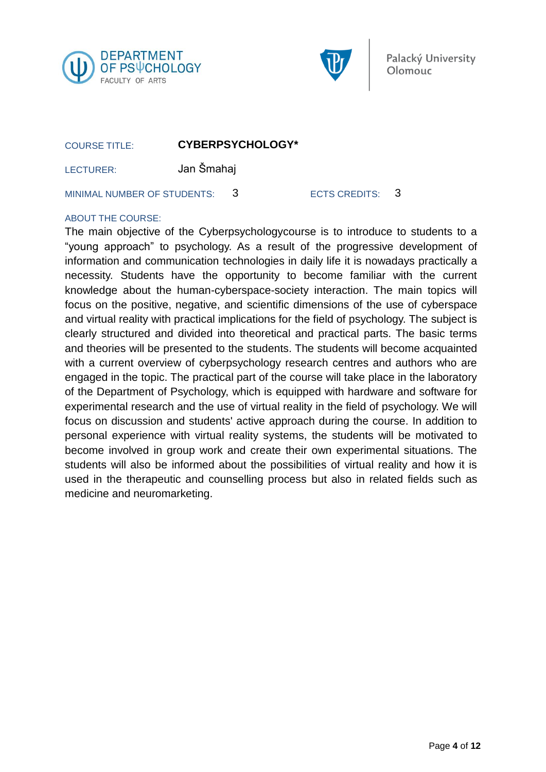DEPARTMENT OF PSψCHOLOGY
FACULTY OF ARTS

Palacký University Olomouc

COURSE TITLE: **CYBERPSYCHOLOGY***

LECTURER: Jan Šmahaj

MINIMAL NUMBER OF STUDENTS: 3 ECTS CREDITS: 3

ABOUT THE COURSE:

The main objective of the Cyberpsychologycourse is to introduce to students to a "young approach" to psychology. As a result of the progressive development of information and communication technologies in daily life it is nowadays practically a necessity. Students have the opportunity to become familiar with the current knowledge about the human-cyberspace-society interaction. The main topics will focus on the positive, negative, and scientific dimensions of the use of cyberspace and virtual reality with practical implications for the field of psychology. The subject is clearly structured and divided into theoretical and practical parts. The basic terms and theories will be presented to the students. The students will become acquainted with a current overview of cyberpsychology research centres and authors who are engaged in the topic. The practical part of the course will take place in the laboratory of the Department of Psychology, which is equipped with hardware and software for experimental research and the use of virtual reality in the field of psychology. We will focus on discussion and students' active approach during the course. In addition to personal experience with virtual reality systems, the students will be motivated to become involved in group work and create their own experimental situations. The students will also be informed about the possibilities of virtual reality and how it is used in the therapeutic and counselling process but also in related fields such as medicine and neuromarketing.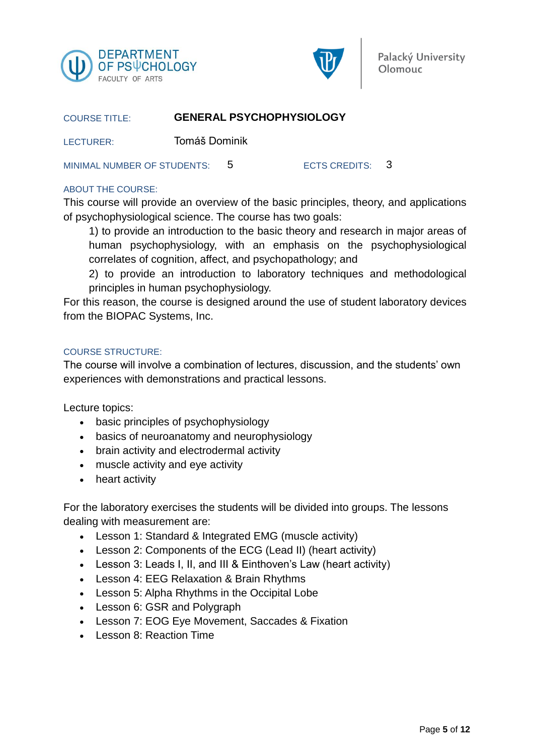DEPARTMENT OF PSψCHOLOGY
FACULTY OF ARTS

Palacký University Olomouc

COURSE TITLE: **GENERAL PSYCHOPHYSIOLOGY**

LECTURER: Tomáš Dominik

MINIMAL NUMBER OF STUDENTS: 5 ECTS CREDITS: 3

ABOUT THE COURSE:

This course will provide an overview of the basic principles, theory, and applications of psychophysiological science. The course has two goals:

1) to provide an introduction to the basic theory and research in major areas of human psychophysiology, with an emphasis on the psychophysiological correlates of cognition, affect, and psychopathology; and

2) to provide an introduction to laboratory techniques and methodological principles in human psychophysiology.

For this reason, the course is designed around the use of student laboratory devices from the BIOPAC Systems, Inc.

COURSE STRUCTURE:

The course will involve a combination of lectures, discussion, and the students' own experiences with demonstrations and practical lessons.

Lecture topics:

- basic principles of psychophysiology
- basics of neuroanatomy and neurophysiology
- brain activity and electrodermal activity
- muscle activity and eye activity
- heart activity

For the laboratory exercises the students will be divided into groups. The lessons dealing with measurement are:

- Lesson 1: Standard & Integrated EMG (muscle activity)
- Lesson 2: Components of the ECG (Lead II) (heart activity)
- Lesson 3: Leads I, II, and III & Einthoven's Law (heart activity)
- Lesson 4: EEG Relaxation & Brain Rhythms
- Lesson 5: Alpha Rhythms in the Occipital Lobe
- Lesson 6: GSR and Polygraph
- Lesson 7: EOG Eye Movement, Saccades & Fixation
- Lesson 8: Reaction Time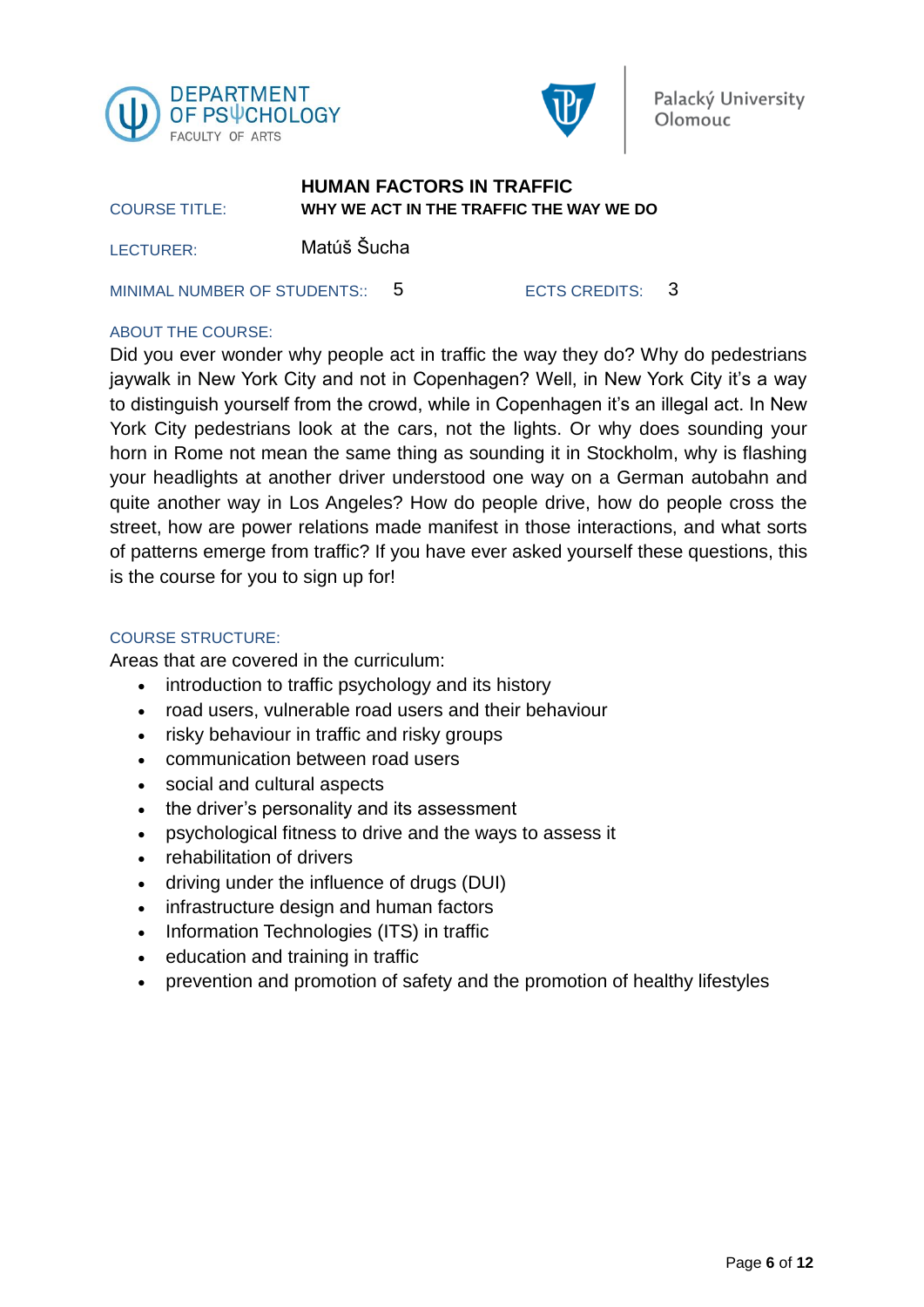DEPARTMENT OF PSΨCHOLOGY
FACULTY OF ARTS

Palacký University Olomouc

COURSE TITLE: **HUMAN FACTORS IN TRAFFIC**
**WHY WE ACT IN THE TRAFFIC THE WAY WE DO**

LECTURER: Matúš Šucha

MINIMAL NUMBER OF STUDENTS:: 5 ECTS CREDITS: 3

ABOUT THE COURSE:

Did you ever wonder why people act in traffic the way they do? Why do pedestrians jaywalk in New York City and not in Copenhagen? Well, in New York City it's a way to distinguish yourself from the crowd, while in Copenhagen it's an illegal act. In New York City pedestrians look at the cars, not the lights. Or why does sounding your horn in Rome not mean the same thing as sounding it in Stockholm, why is flashing your headlights at another driver understood one way on a German autobahn and quite another way in Los Angeles? How do people drive, how do people cross the street, how are power relations made manifest in those interactions, and what sorts of patterns emerge from traffic? If you have ever asked yourself these questions, this is the course for you to sign up for!

COURSE STRUCTURE:

Areas that are covered in the curriculum:

- introduction to traffic psychology and its history
- road users, vulnerable road users and their behaviour
- risky behaviour in traffic and risky groups
- communication between road users
- social and cultural aspects
- the driver's personality and its assessment
- psychological fitness to drive and the ways to assess it
- rehabilitation of drivers
- driving under the influence of drugs (DUI)
- infrastructure design and human factors
- Information Technologies (ITS) in traffic
- education and training in traffic
- prevention and promotion of safety and the promotion of healthy lifestyles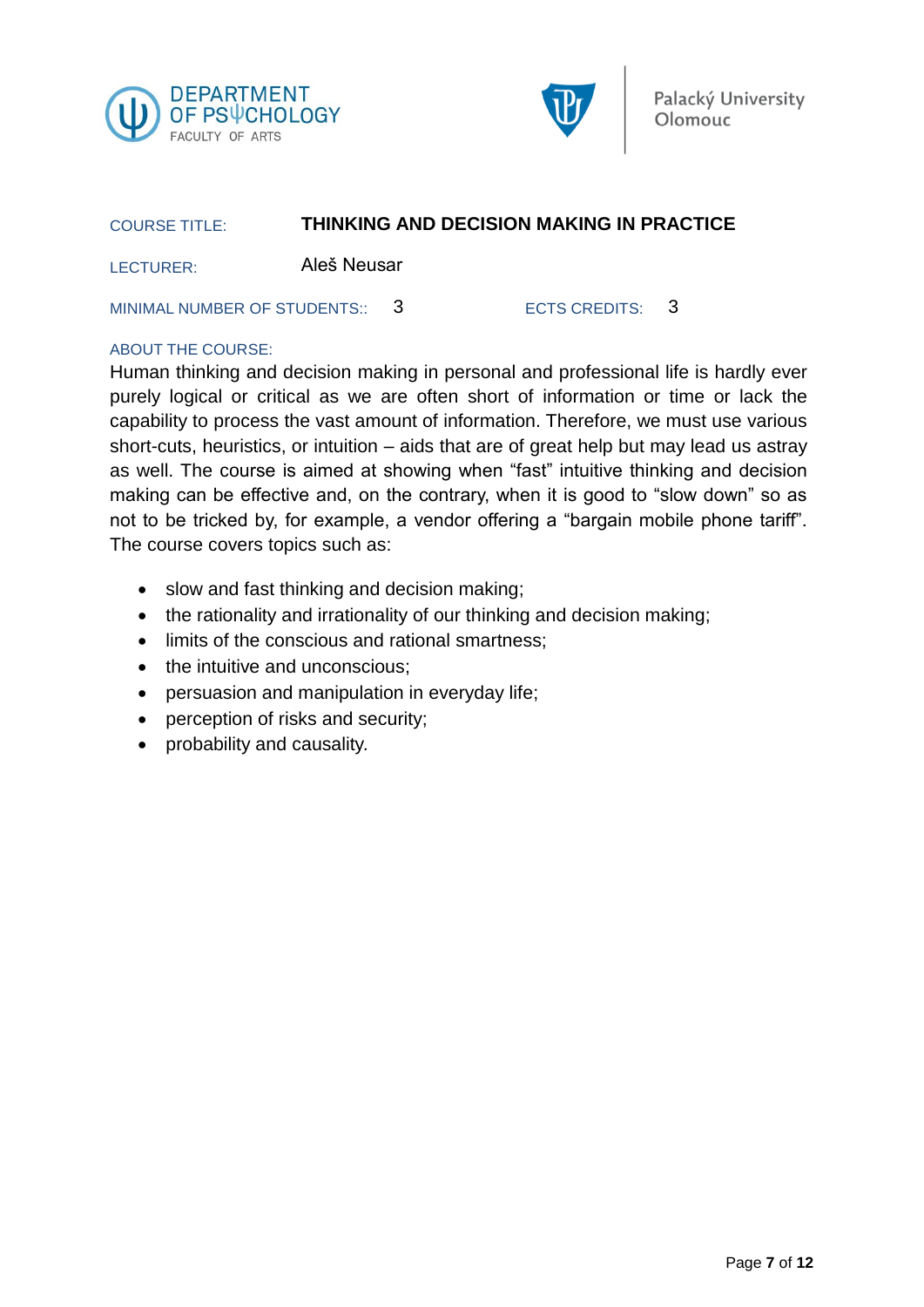DEPARTMENT OF PSYCHOLOGY
FACULTY OF ARTS

Palacký University Olomouc

COURSE TITLE: **THINKING AND DECISION MAKING IN PRACTICE**

LECTURER: Aleš Neusar

MINIMAL NUMBER OF STUDENTS:: 3 ECTS CREDITS: 3

ABOUT THE COURSE:

Human thinking and decision making in personal and professional life is hardly ever purely logical or critical as we are often short of information or time or lack the capability to process the vast amount of information. Therefore, we must use various short-cuts, heuristics, or intuition – aids that are of great help but may lead us astray as well. The course is aimed at showing when "fast" intuitive thinking and decision making can be effective and, on the contrary, when it is good to "slow down" so as not to be tricked by, for example, a vendor offering a "bargain mobile phone tariff". The course covers topics such as:

- slow and fast thinking and decision making;
- the rationality and irrationality of our thinking and decision making;
- limits of the conscious and rational smartness;
- the intuitive and unconscious;
- persuasion and manipulation in everyday life;
- perception of risks and security;
- probability and causality.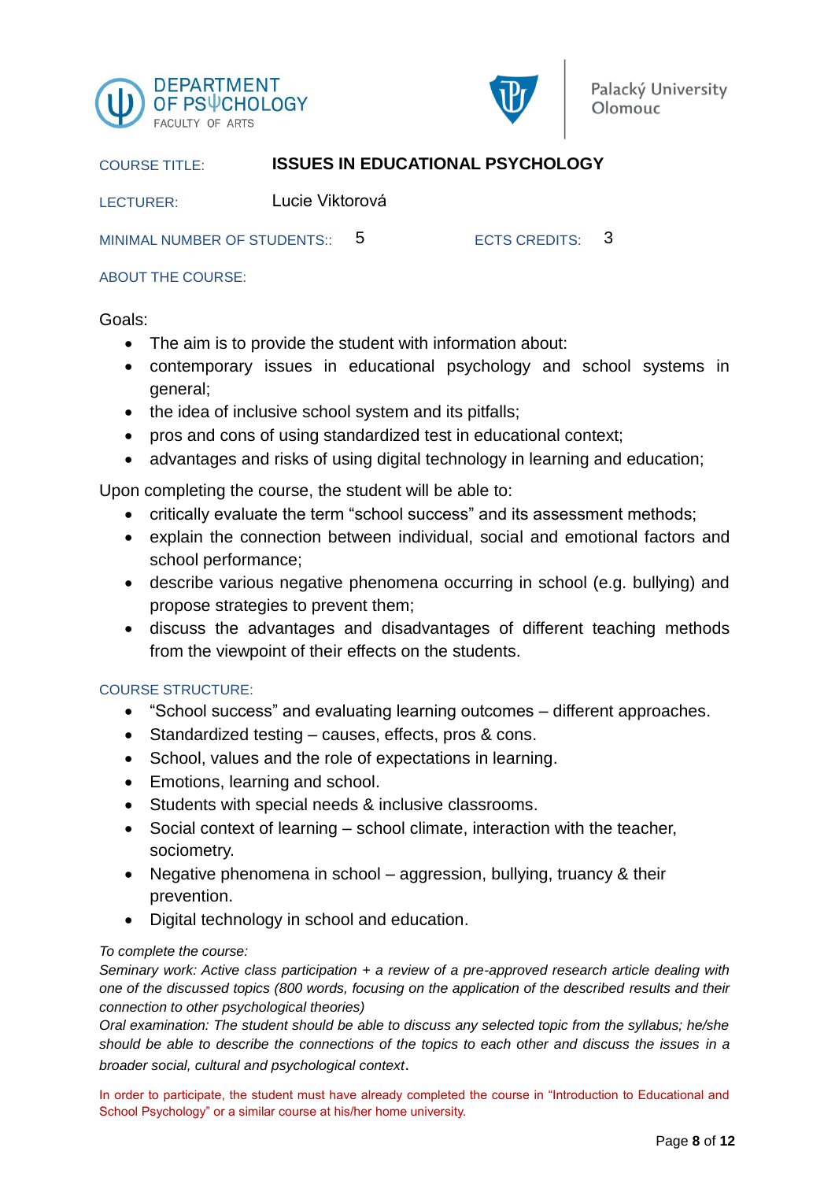DEPARTMENT OF PSΨCHOLOGY
FACULTY OF ARTS

Palacký University Olomouc

COURSE TITLE: **ISSUES IN EDUCATIONAL PSYCHOLOGY**

LECTURER: Lucie Viktorová

MINIMAL NUMBER OF STUDENTS:: 5 ECTS CREDITS: 3

ABOUT THE COURSE:

Goals:

- The aim is to provide the student with information about:
- contemporary issues in educational psychology and school systems in general;
- the idea of inclusive school system and its pitfalls;
- pros and cons of using standardized test in educational context;
- advantages and risks of using digital technology in learning and education;

Upon completing the course, the student will be able to:

- critically evaluate the term "school success" and its assessment methods;
- explain the connection between individual, social and emotional factors and school performance;
- describe various negative phenomena occurring in school (e.g. bullying) and propose strategies to prevent them;
- discuss the advantages and disadvantages of different teaching methods from the viewpoint of their effects on the students.

COURSE STRUCTURE:

- "School success" and evaluating learning outcomes – different approaches.
- Standardized testing – causes, effects, pros & cons.
- School, values and the role of expectations in learning.
- Emotions, learning and school.
- Students with special needs & inclusive classrooms.
- Social context of learning – school climate, interaction with the teacher, sociometry.
- Negative phenomena in school – aggression, bullying, truancy & their prevention.
- Digital technology in school and education.

*To complete the course:*
*Seminary work: Active class participation + a review of a pre-approved research article dealing with one of the discussed topics (800 words, focusing on the application of the described results and their connection to other psychological theories)*
*Oral examination: The student should be able to discuss any selected topic from the syllabus; he/she should be able to describe the connections of the topics to each other and discuss the issues in a broader social, cultural and psychological context*.

In order to participate, the student must have already completed the course in "Introduction to Educational and School Psychology" or a similar course at his/her home university.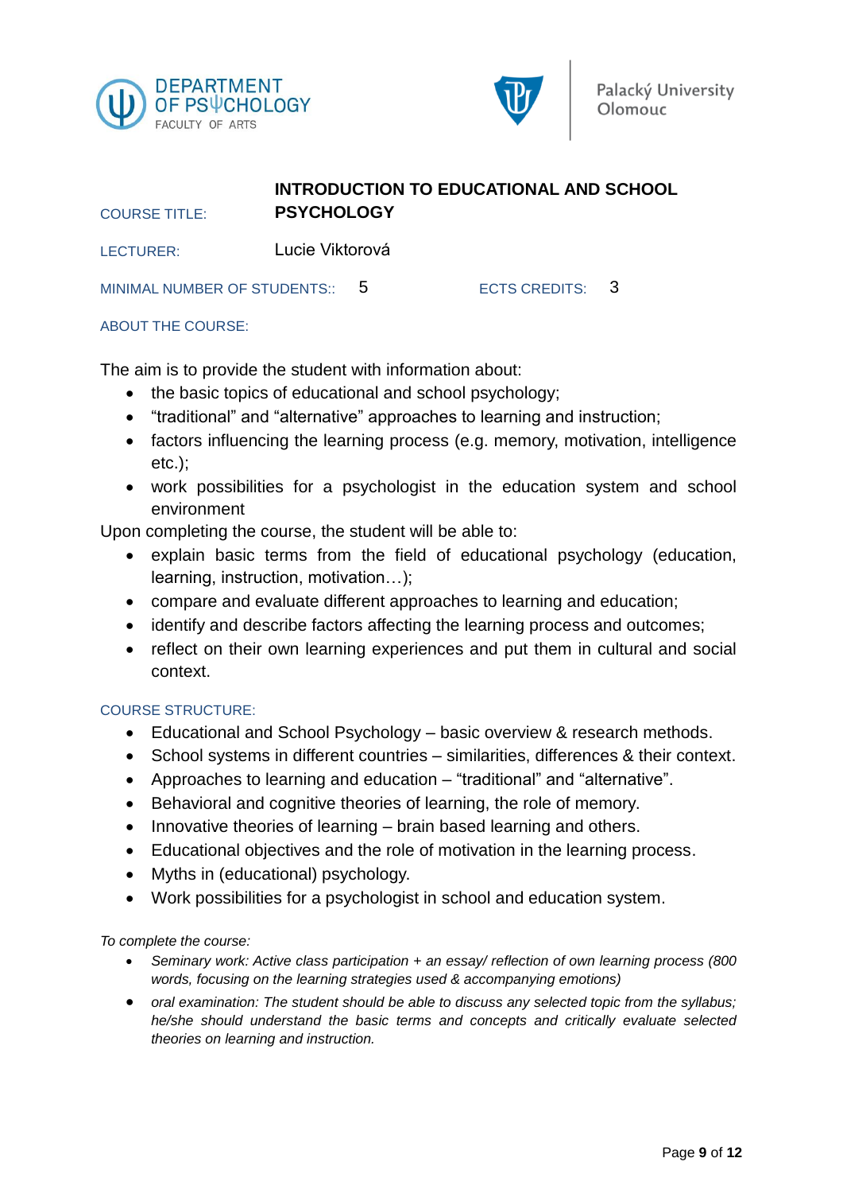| | |
|---|---|
| COURSE TITLE: | **INTRODUCTION TO EDUCATIONAL AND SCHOOL PSYCHOLOGY** |
| LECTURER: | Lucie Viktorová |
| MINIMAL NUMBER OF STUDENTS:: | 5 |
| ECTS CREDITS: | 3 |

ABOUT THE COURSE:

The aim is to provide the student with information about:

- the basic topics of educational and school psychology;
- “traditional” and “alternative” approaches to learning and instruction;
- factors influencing the learning process (e.g. memory, motivation, intelligence etc.);
- work possibilities for a psychologist in the education system and school environment

Upon completing the course, the student will be able to:

- explain basic terms from the field of educational psychology (education, learning, instruction, motivation…);
- compare and evaluate different approaches to learning and education;
- identify and describe factors affecting the learning process and outcomes;
- reflect on their own learning experiences and put them in cultural and social context.

COURSE STRUCTURE:

- Educational and School Psychology – basic overview & research methods.
- School systems in different countries – similarities, differences & their context.
- Approaches to learning and education – “traditional” and “alternative”.
- Behavioral and cognitive theories of learning, the role of memory.
- Innovative theories of learning – brain based learning and others.
- Educational objectives and the role of motivation in the learning process.
- Myths in (educational) psychology.
- Work possibilities for a psychologist in school and education system.

*To complete the course:*

- *Seminary work: Active class participation + an essay/ reflection of own learning process (800 words, focusing on the learning strategies used & accompanying emotions)*
- *oral examination: The student should be able to discuss any selected topic from the syllabus; he/she should understand the basic terms and concepts and critically evaluate selected theories on learning and instruction.*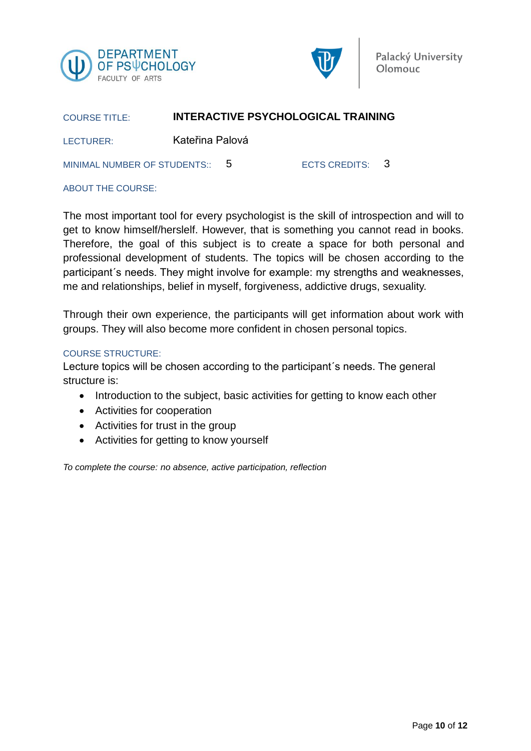DEPARTMENT OF PSψCHOLOGY
FACULTY OF ARTS

Palacký University Olomouc

COURSE TITLE: **INTERACTIVE PSYCHOLOGICAL TRAINING**

LECTURER: Kateřina Palová

MINIMAL NUMBER OF STUDENTS:: 5

ECTS CREDITS: 3

ABOUT THE COURSE:

The most important tool for every psychologist is the skill of introspection and will to get to know himself/herslelf. However, that is something you cannot read in books. Therefore, the goal of this subject is to create a space for both personal and professional development of students. The topics will be chosen according to the participant´s needs. They might involve for example: my strengths and weaknesses, me and relationships, belief in myself, forgiveness, addictive drugs, sexuality.

Through their own experience, the participants will get information about work with groups. They will also become more confident in chosen personal topics.

COURSE STRUCTURE:

Lecture topics will be chosen according to the participant´s needs. The general structure is:

- Introduction to the subject, basic activities for getting to know each other
- Activities for cooperation
- Activities for trust in the group
- Activities for getting to know yourself

*To complete the course: no absence, active participation, reflection*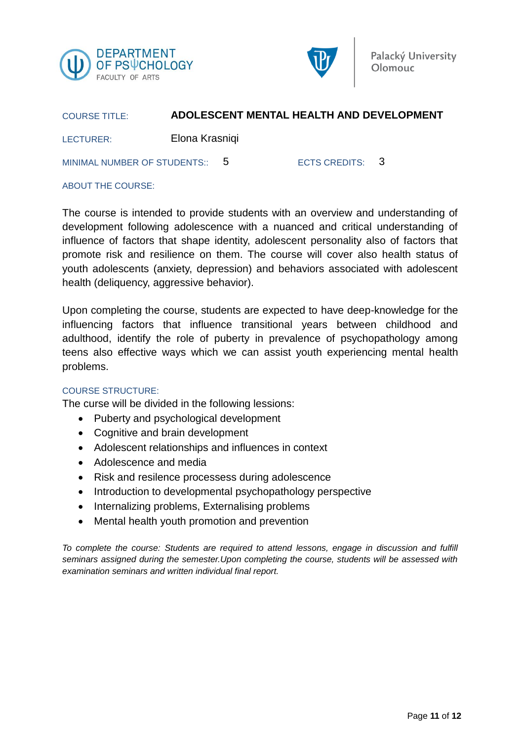DEPARTMENT OF PSΨCHOLOGY
FACULTY OF ARTS

Palacký University Olomouc

COURSE TITLE: **ADOLESCENT MENTAL HEALTH AND DEVELOPMENT**

LECTURER: Elona Krasniqi

MINIMAL NUMBER OF STUDENTS:: 5 ECTS CREDITS: 3

ABOUT THE COURSE:

The course is intended to provide students with an overview and understanding of development following adolescence with a nuanced and critical understanding of influence of factors that shape identity, adolescent personality also of factors that promote risk and resilience on them. The course will cover also health status of youth adolescents (anxiety, depression) and behaviors associated with adolescent health (deliquency, aggressive behavior).

Upon completing the course, students are expected to have deep-knowledge for the influencing factors that influence transitional years between childhood and adulthood, identify the role of puberty in prevalence of psychopathology among teens also effective ways which we can assist youth experiencing mental health problems.

COURSE STRUCTURE:

The curse will be divided in the following lessions:

- Puberty and psychological development
- Cognitive and brain development
- Adolescent relationships and influences in context
- Adolescence and media
- Risk and resilence processess during adolescence
- Introduction to developmental psychopathology perspective
- Internalizing problems, Externalising problems
- Mental health youth promotion and prevention

*To complete the course: Students are required to attend lessons, engage in discussion and fulfill seminars assigned during the semester.Upon completing the course, students will be assessed with examination seminars and written individual final report.*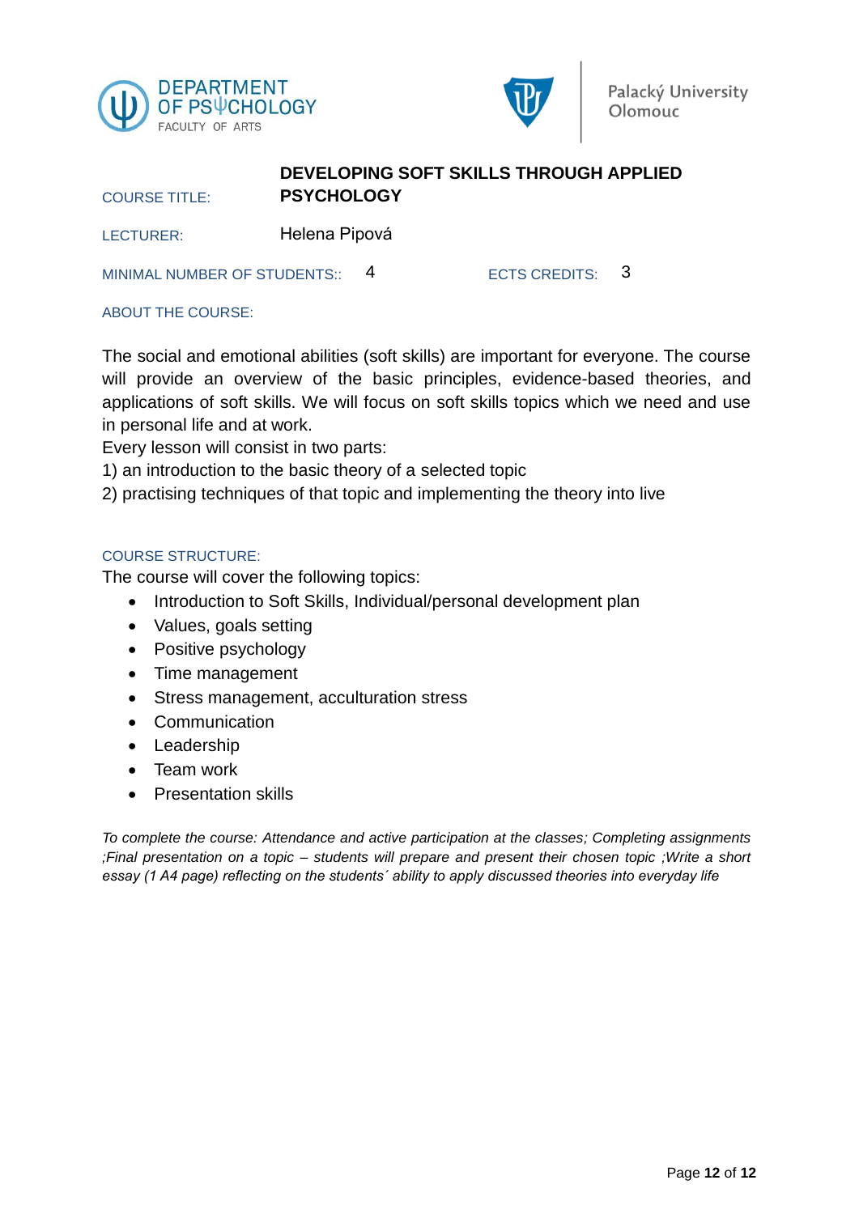DEPARTMENT OF PSΨCHOLOGY
FACULTY OF ARTS

Palacký University Olomouc

COURSE TITLE: **DEVELOPING SOFT SKILLS THROUGH APPLIED PSYCHOLOGY**

LECTURER: Helena Pipová

MINIMAL NUMBER OF STUDENTS:: 4

ECTS CREDITS: 3

ABOUT THE COURSE:

The social and emotional abilities (soft skills) are important for everyone. The course will provide an overview of the basic principles, evidence-based theories, and applications of soft skills. We will focus on soft skills topics which we need and use in personal life and at work.
Every lesson will consist in two parts:
1) an introduction to the basic theory of a selected topic
2) practising techniques of that topic and implementing the theory into live

COURSE STRUCTURE:
The course will cover the following topics:

- Introduction to Soft Skills, Individual/personal development plan
- Values, goals setting
- Positive psychology
- Time management
- Stress management, acculturation stress
- Communication
- Leadership
- Team work
- Presentation skills

*To complete the course: Attendance and active participation at the classes; Completing assignments ;Final presentation on a topic – students will prepare and present their chosen topic ;Write a short essay (1 A4 page) reflecting on the students´ ability to apply discussed theories into everyday life*